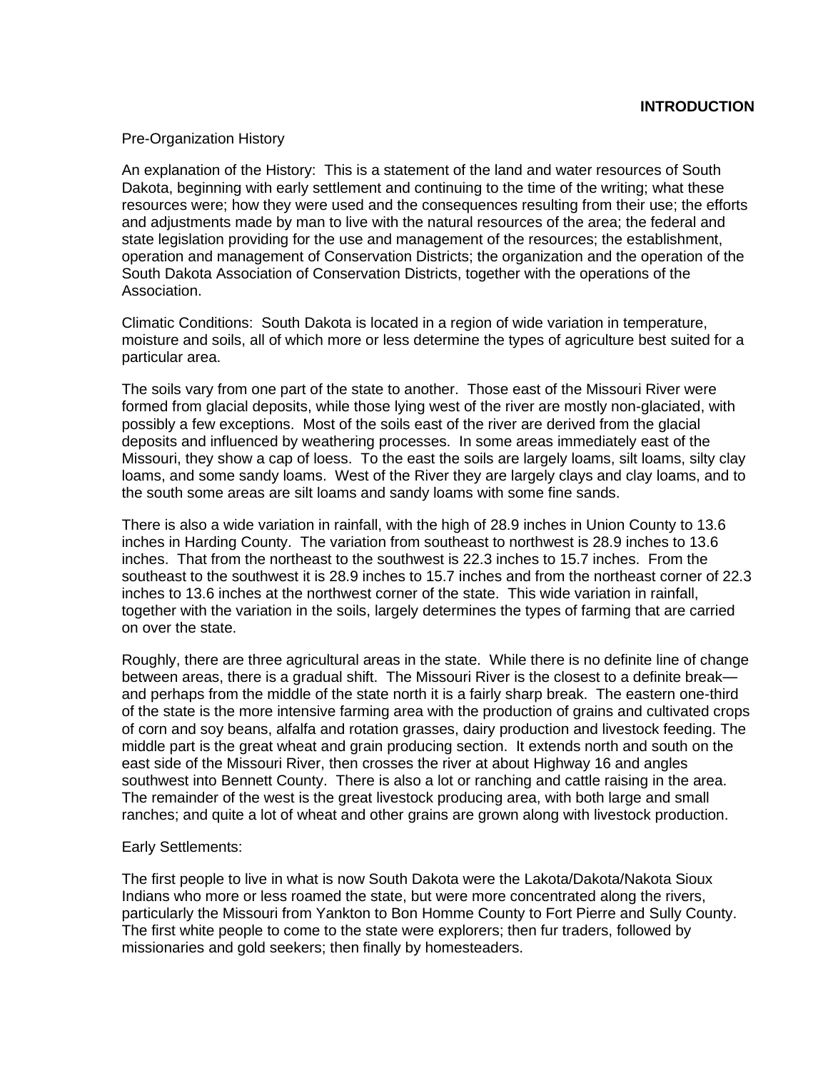# INTRODUCTION

Pre-Organization History

An explanation of the History: This is a statement of the land and water resources of South Dakota, beginning with early settlement and continuing to the time of the writing; what these resources were; how they were used and the consequences resulting from their use; the efforts and adjustments made by man to live with the natural resources of the area; the federal and state legislation providing for the use and management of the resources; the establishment, operation and management of Conservation Districts; the organization and the operation of the South Dakota Association of Conservation Districts, together with the operations of the Association.

Climatic Conditions: South Dakota is located in a region of wide variation in temperature, moisture and soils, all of which more or less determine the types of agriculture best suited for a particular area.

The soils vary from one part of the state to another. Those east of the Missouri River were formed from glacial deposits, while those lying west of the river are mostly non-glaciated, with possibly a few exceptions. Most of the soils east of the river are derived from the glacial deposits and influenced by weathering processes. In some areas immediately east of the Missouri, they show a cap of loess. To the east the soils are largely loams, silt loams, silty clay loams, and some sandy loams. West of the River they are largely clays and clay loams, and to the south some areas are silt loams and sandy loams with some fine sands.

There is also a wide variation in rainfall, with the high of 28.9 inches in Union County to 13.6 inches in Harding County. The variation from southeast to northwest is 28.9 inches to 13.6 inches. That from the northeast to the southwest is 22.3 inches to 15.7 inches. From the southeast to the southwest it is 28.9 inches to 15.7 inches and from the northeast corner of 22.3 inches to 13.6 inches at the northwest corner of the state. This wide variation in rainfall, together with the variation in the soils, largely determines the types of farming that are carried on over the state.

Roughly, there are three agricultural areas in the state. While there is no definite line of change between areas, there is a gradual shift. The Missouri River is the closest to a definite break—and perhaps from the middle of the state north it is a fairly sharp break. The eastern one-third of the state is the more intensive farming area with the production of grains and cultivated crops of corn and soy beans, alfalfa and rotation grasses, dairy production and livestock feeding. The middle part is the great wheat and grain producing section. It extends north and south on the east side of the Missouri River, then crosses the river at about Highway 16 and angles southwest into Bennett County. There is also a lot or ranching and cattle raising in the area. The remainder of the west is the great livestock producing area, with both large and small ranches; and quite a lot of wheat and other grains are grown along with livestock production.

Early Settlements:

The first people to live in what is now South Dakota were the Lakota/Dakota/Nakota Sioux Indians who more or less roamed the state, but were more concentrated along the rivers, particularly the Missouri from Yankton to Bon Homme County to Fort Pierre and Sully County. The first white people to come to the state were explorers; then fur traders, followed by missionaries and gold seekers; then finally by homesteaders.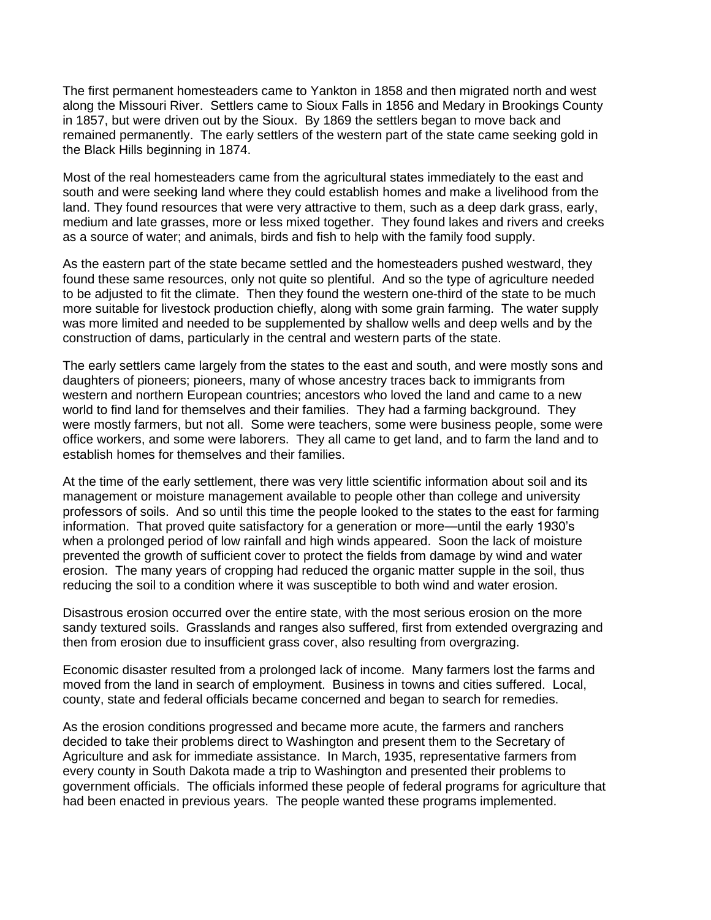The first permanent homesteaders came to Yankton in 1858 and then migrated north and west along the Missouri River. Settlers came to Sioux Falls in 1856 and Medary in Brookings County in 1857, but were driven out by the Sioux. By 1869 the settlers began to move back and remained permanently. The early settlers of the western part of the state came seeking gold in the Black Hills beginning in 1874.

Most of the real homesteaders came from the agricultural states immediately to the east and south and were seeking land where they could establish homes and make a livelihood from the land. They found resources that were very attractive to them, such as a deep dark grass, early, medium and late grasses, more or less mixed together. They found lakes and rivers and creeks as a source of water; and animals, birds and fish to help with the family food supply.

As the eastern part of the state became settled and the homesteaders pushed westward, they found these same resources, only not quite so plentiful. And so the type of agriculture needed to be adjusted to fit the climate. Then they found the western one-third of the state to be much more suitable for livestock production chiefly, along with some grain farming. The water supply was more limited and needed to be supplemented by shallow wells and deep wells and by the construction of dams, particularly in the central and western parts of the state.

The early settlers came largely from the states to the east and south, and were mostly sons and daughters of pioneers; pioneers, many of whose ancestry traces back to immigrants from western and northern European countries; ancestors who loved the land and came to a new world to find land for themselves and their families. They had a farming background. They were mostly farmers, but not all. Some were teachers, some were business people, some were office workers, and some were laborers. They all came to get land, and to farm the land and to establish homes for themselves and their families.

At the time of the early settlement, there was very little scientific information about soil and its management or moisture management available to people other than college and university professors of soils. And so until this time the people looked to the states to the east for farming information. That proved quite satisfactory for a generation or more—until the early 1930's when a prolonged period of low rainfall and high winds appeared. Soon the lack of moisture prevented the growth of sufficient cover to protect the fields from damage by wind and water erosion. The many years of cropping had reduced the organic matter supple in the soil, thus reducing the soil to a condition where it was susceptible to both wind and water erosion.

Disastrous erosion occurred over the entire state, with the most serious erosion on the more sandy textured soils. Grasslands and ranges also suffered, first from extended overgrazing and then from erosion due to insufficient grass cover, also resulting from overgrazing.

Economic disaster resulted from a prolonged lack of income. Many farmers lost the farms and moved from the land in search of employment. Business in towns and cities suffered. Local, county, state and federal officials became concerned and began to search for remedies.

As the erosion conditions progressed and became more acute, the farmers and ranchers decided to take their problems direct to Washington and present them to the Secretary of Agriculture and ask for immediate assistance. In March, 1935, representative farmers from every county in South Dakota made a trip to Washington and presented their problems to government officials. The officials informed these people of federal programs for agriculture that had been enacted in previous years. The people wanted these programs implemented.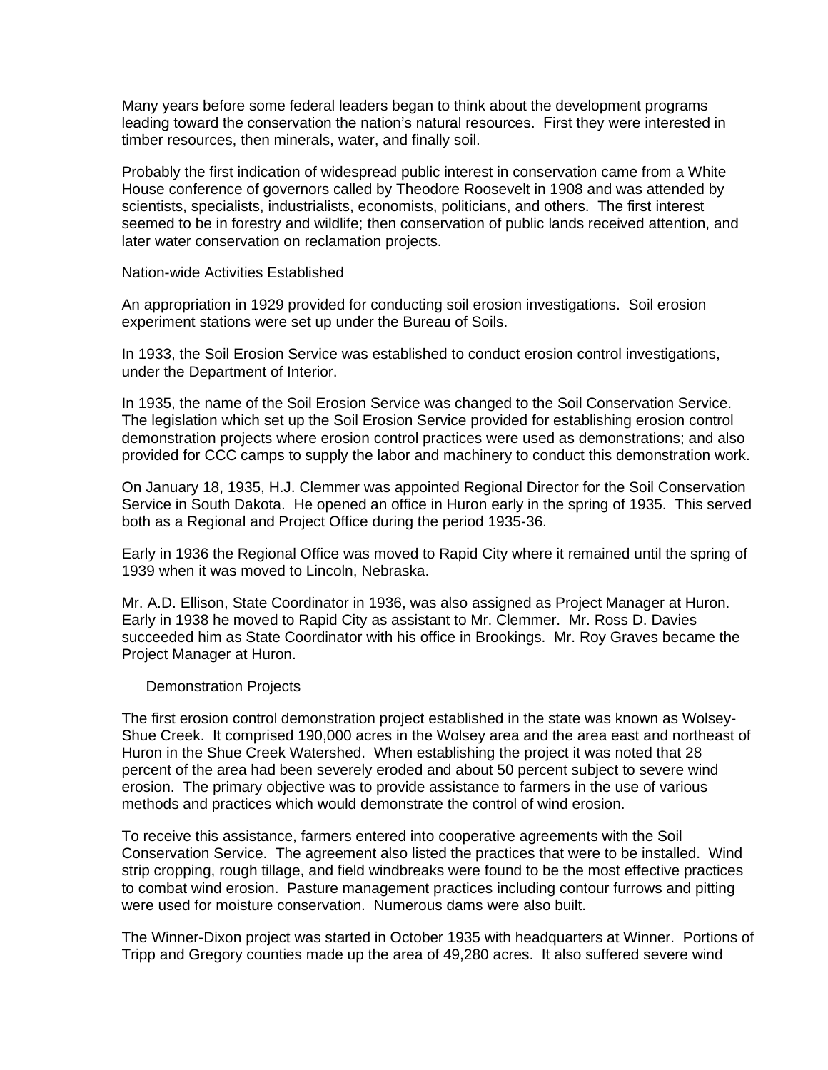Many years before some federal leaders began to think about the development programs leading toward the conservation the nation's natural resources. First they were interested in timber resources, then minerals, water, and finally soil.

Probably the first indication of widespread public interest in conservation came from a White House conference of governors called by Theodore Roosevelt in 1908 and was attended by scientists, specialists, industrialists, economists, politicians, and others. The first interest seemed to be in forestry and wildlife; then conservation of public lands received attention, and later water conservation on reclamation projects.

## Nation-wide Activities Established

An appropriation in 1929 provided for conducting soil erosion investigations. Soil erosion experiment stations were set up under the Bureau of Soils.

In 1933, the Soil Erosion Service was established to conduct erosion control investigations, under the Department of Interior.

In 1935, the name of the Soil Erosion Service was changed to the Soil Conservation Service. The legislation which set up the Soil Erosion Service provided for establishing erosion control demonstration projects where erosion control practices were used as demonstrations; and also provided for CCC camps to supply the labor and machinery to conduct this demonstration work.

On January 18, 1935, H.J. Clemmer was appointed Regional Director for the Soil Conservation Service in South Dakota. He opened an office in Huron early in the spring of 1935. This served both as a Regional and Project Office during the period 1935-36.

Early in 1936 the Regional Office was moved to Rapid City where it remained until the spring of 1939 when it was moved to Lincoln, Nebraska.

Mr. A.D. Ellison, State Coordinator in 1936, was also assigned as Project Manager at Huron. Early in 1938 he moved to Rapid City as assistant to Mr. Clemmer. Mr. Ross D. Davies succeeded him as State Coordinator with his office in Brookings. Mr. Roy Graves became the Project Manager at Huron.

## Demonstration Projects

The first erosion control demonstration project established in the state was known as Wolsey-Shue Creek. It comprised 190,000 acres in the Wolsey area and the area east and northeast of Huron in the Shue Creek Watershed. When establishing the project it was noted that 28 percent of the area had been severely eroded and about 50 percent subject to severe wind erosion. The primary objective was to provide assistance to farmers in the use of various methods and practices which would demonstrate the control of wind erosion.

To receive this assistance, farmers entered into cooperative agreements with the Soil Conservation Service. The agreement also listed the practices that were to be installed. Wind strip cropping, rough tillage, and field windbreaks were found to be the most effective practices to combat wind erosion. Pasture management practices including contour furrows and pitting were used for moisture conservation. Numerous dams were also built.

The Winner-Dixon project was started in October 1935 with headquarters at Winner. Portions of Tripp and Gregory counties made up the area of 49,280 acres. It also suffered severe wind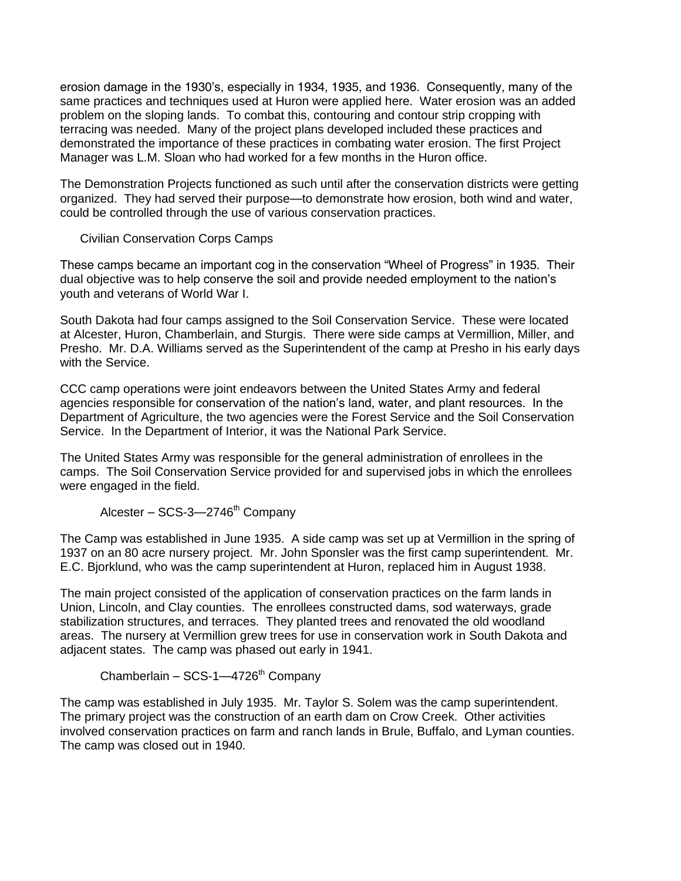erosion damage in the 1930's, especially in 1934, 1935, and 1936. Consequently, many of the same practices and techniques used at Huron were applied here. Water erosion was an added problem on the sloping lands. To combat this, contouring and contour strip cropping with terracing was needed. Many of the project plans developed included these practices and demonstrated the importance of these practices in combating water erosion. The first Project Manager was L.M. Sloan who had worked for a few months in the Huron office.

The Demonstration Projects functioned as such until after the conservation districts were getting organized. They had served their purpose—to demonstrate how erosion, both wind and water, could be controlled through the use of various conservation practices.

### Civilian Conservation Corps Camps

These camps became an important cog in the conservation "Wheel of Progress" in 1935. Their dual objective was to help conserve the soil and provide needed employment to the nation's youth and veterans of World War I.

South Dakota had four camps assigned to the Soil Conservation Service. These were located at Alcester, Huron, Chamberlain, and Sturgis. There were side camps at Vermillion, Miller, and Presho. Mr. D.A. Williams served as the Superintendent of the camp at Presho in his early days with the Service.

CCC camp operations were joint endeavors between the United States Army and federal agencies responsible for conservation of the nation's land, water, and plant resources. In the Department of Agriculture, the two agencies were the Forest Service and the Soil Conservation Service. In the Department of Interior, it was the National Park Service.

The United States Army was responsible for the general administration of enrollees in the camps. The Soil Conservation Service provided for and supervised jobs in which the enrollees were engaged in the field.

#### Alcester – SCS-3—2746th Company

The Camp was established in June 1935. A side camp was set up at Vermillion in the spring of 1937 on an 80 acre nursery project. Mr. John Sponsler was the first camp superintendent. Mr. E.C. Bjorklund, who was the camp superintendent at Huron, replaced him in August 1938.

The main project consisted of the application of conservation practices on the farm lands in Union, Lincoln, and Clay counties. The enrollees constructed dams, sod waterways, grade stabilization structures, and terraces. They planted trees and renovated the old woodland areas. The nursery at Vermillion grew trees for use in conservation work in South Dakota and adjacent states. The camp was phased out early in 1941.

#### Chamberlain – SCS-1—4726th Company

The camp was established in July 1935. Mr. Taylor S. Solem was the camp superintendent. The primary project was the construction of an earth dam on Crow Creek. Other activities involved conservation practices on farm and ranch lands in Brule, Buffalo, and Lyman counties. The camp was closed out in 1940.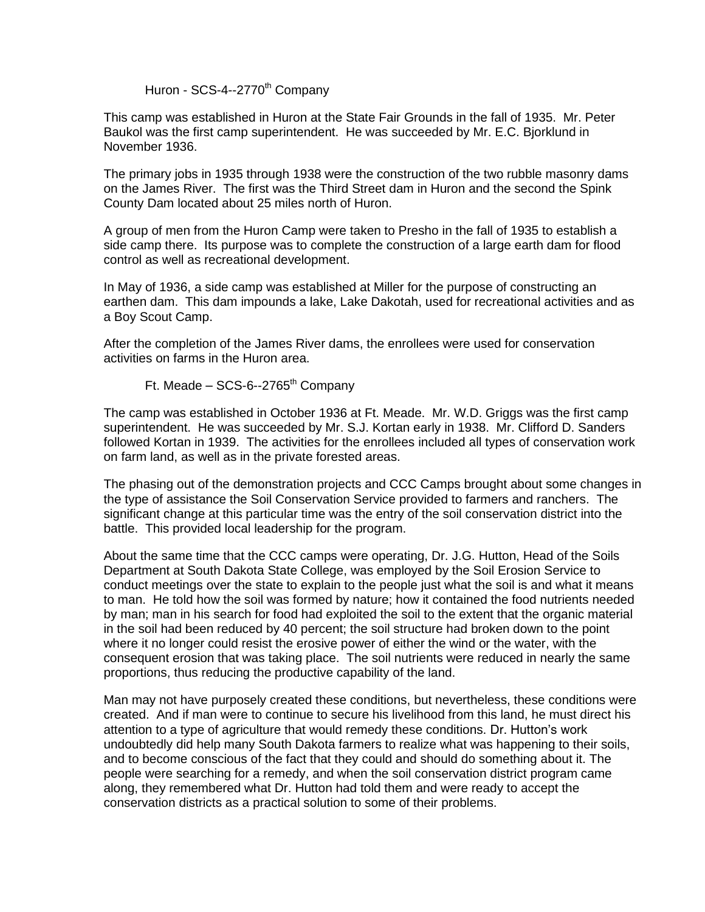### Huron - SCS-4--2770th Company

This camp was established in Huron at the State Fair Grounds in the fall of 1935. Mr. Peter Baukol was the first camp superintendent. He was succeeded by Mr. E.C. Bjorklund in November 1936.

The primary jobs in 1935 through 1938 were the construction of the two rubble masonry dams on the James River. The first was the Third Street dam in Huron and the second the Spink County Dam located about 25 miles north of Huron.

A group of men from the Huron Camp were taken to Presho in the fall of 1935 to establish a side camp there. Its purpose was to complete the construction of a large earth dam for flood control as well as recreational development.

In May of 1936, a side camp was established at Miller for the purpose of constructing an earthen dam. This dam impounds a lake, Lake Dakotah, used for recreational activities and as a Boy Scout Camp.

After the completion of the James River dams, the enrollees were used for conservation activities on farms in the Huron area.

### Ft. Meade – SCS-6--2765th Company

The camp was established in October 1936 at Ft. Meade. Mr. W.D. Griggs was the first camp superintendent. He was succeeded by Mr. S.J. Kortan early in 1938. Mr. Clifford D. Sanders followed Kortan in 1939. The activities for the enrollees included all types of conservation work on farm land, as well as in the private forested areas.

The phasing out of the demonstration projects and CCC Camps brought about some changes in the type of assistance the Soil Conservation Service provided to farmers and ranchers. The significant change at this particular time was the entry of the soil conservation district into the battle. This provided local leadership for the program.

About the same time that the CCC camps were operating, Dr. J.G. Hutton, Head of the Soils Department at South Dakota State College, was employed by the Soil Erosion Service to conduct meetings over the state to explain to the people just what the soil is and what it means to man. He told how the soil was formed by nature; how it contained the food nutrients needed by man; man in his search for food had exploited the soil to the extent that the organic material in the soil had been reduced by 40 percent; the soil structure had broken down to the point where it no longer could resist the erosive power of either the wind or the water, with the consequent erosion that was taking place. The soil nutrients were reduced in nearly the same proportions, thus reducing the productive capability of the land.

Man may not have purposely created these conditions, but nevertheless, these conditions were created. And if man were to continue to secure his livelihood from this land, he must direct his attention to a type of agriculture that would remedy these conditions. Dr. Hutton's work undoubtedly did help many South Dakota farmers to realize what was happening to their soils, and to become conscious of the fact that they could and should do something about it. The people were searching for a remedy, and when the soil conservation district program came along, they remembered what Dr. Hutton had told them and were ready to accept the conservation districts as a practical solution to some of their problems.